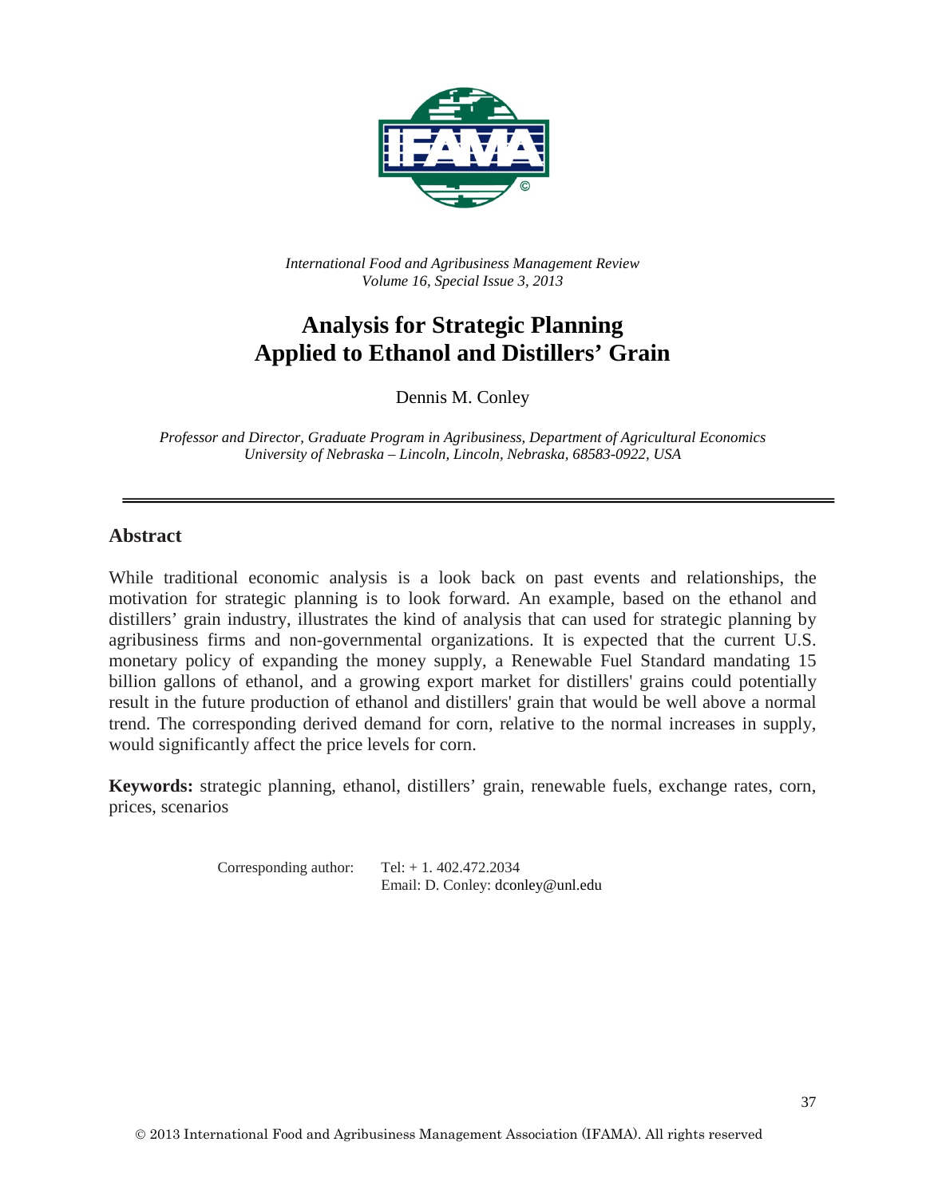*International Food and Agribusiness Management Review*
*Volume 16, Special Issue 3, 2013*

# Analysis for Strategic Planning Applied to Ethanol and Distillers' Grain

Dennis M. Conley

*Professor and Director, Graduate Program in Agribusiness, Department of Agricultural Economics*
*University of Nebraska – Lincoln, Lincoln, Nebraska, 68583-0922, USA*

---

## Abstract

While traditional economic analysis is a look back on past events and relationships, the motivation for strategic planning is to look forward. An example, based on the ethanol and distillers' grain industry, illustrates the kind of analysis that can used for strategic planning by agribusiness firms and non-governmental organizations. It is expected that the current U.S. monetary policy of expanding the money supply, a Renewable Fuel Standard mandating 15 billion gallons of ethanol, and a growing export market for distillers' grains could potentially result in the future production of ethanol and distillers' grain that would be well above a normal trend. The corresponding derived demand for corn, relative to the normal increases in supply, would significantly affect the price levels for corn.

**Keywords:** strategic planning, ethanol, distillers' grain, renewable fuels, exchange rates, corn, prices, scenarios

Corresponding author: Tel: + 1. 402.472.2034
Email: D. Conley: dconley@unl.edu

© 2013 International Food and Agribusiness Management Association (IFAMA). All rights reserved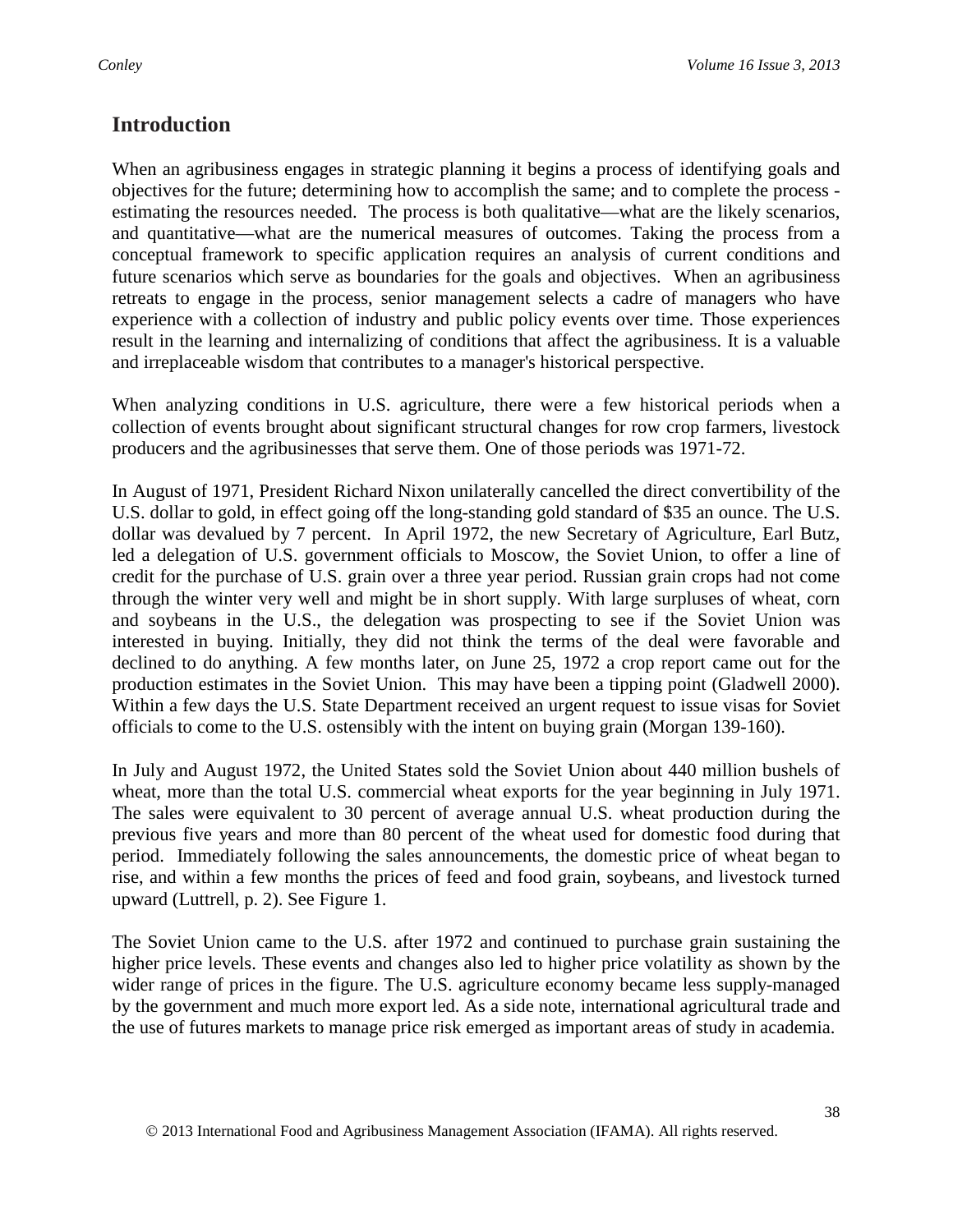## Introduction

When an agribusiness engages in strategic planning it begins a process of identifying goals and objectives for the future; determining how to accomplish the same; and to complete the process - estimating the resources needed. The process is both qualitative—what are the likely scenarios, and quantitative—what are the numerical measures of outcomes. Taking the process from a conceptual framework to specific application requires an analysis of current conditions and future scenarios which serve as boundaries for the goals and objectives. When an agribusiness retreats to engage in the process, senior management selects a cadre of managers who have experience with a collection of industry and public policy events over time. Those experiences result in the learning and internalizing of conditions that affect the agribusiness. It is a valuable and irreplaceable wisdom that contributes to a manager's historical perspective.

When analyzing conditions in U.S. agriculture, there were a few historical periods when a collection of events brought about significant structural changes for row crop farmers, livestock producers and the agribusinesses that serve them. One of those periods was 1971-72.

In August of 1971, President Richard Nixon unilaterally cancelled the direct convertibility of the U.S. dollar to gold, in effect going off the long-standing gold standard of $35 an ounce. The U.S. dollar was devalued by 7 percent. In April 1972, the new Secretary of Agriculture, Earl Butz, led a delegation of U.S. government officials to Moscow, the Soviet Union, to offer a line of credit for the purchase of U.S. grain over a three year period. Russian grain crops had not come through the winter very well and might be in short supply. With large surpluses of wheat, corn and soybeans in the U.S., the delegation was prospecting to see if the Soviet Union was interested in buying. Initially, they did not think the terms of the deal were favorable and declined to do anything. A few months later, on June 25, 1972 a crop report came out for the production estimates in the Soviet Union. This may have been a tipping point (Gladwell 2000). Within a few days the U.S. State Department received an urgent request to issue visas for Soviet officials to come to the U.S. ostensibly with the intent on buying grain (Morgan 139-160).

In July and August 1972, the United States sold the Soviet Union about 440 million bushels of wheat, more than the total U.S. commercial wheat exports for the year beginning in July 1971. The sales were equivalent to 30 percent of average annual U.S. wheat production during the previous five years and more than 80 percent of the wheat used for domestic food during that period. Immediately following the sales announcements, the domestic price of wheat began to rise, and within a few months the prices of feed and food grain, soybeans, and livestock turned upward (Luttrell, p. 2). See Figure 1.

The Soviet Union came to the U.S. after 1972 and continued to purchase grain sustaining the higher price levels. These events and changes also led to higher price volatility as shown by the wider range of prices in the figure. The U.S. agriculture economy became less supply-managed by the government and much more export led. As a side note, international agricultural trade and the use of futures markets to manage price risk emerged as important areas of study in academia.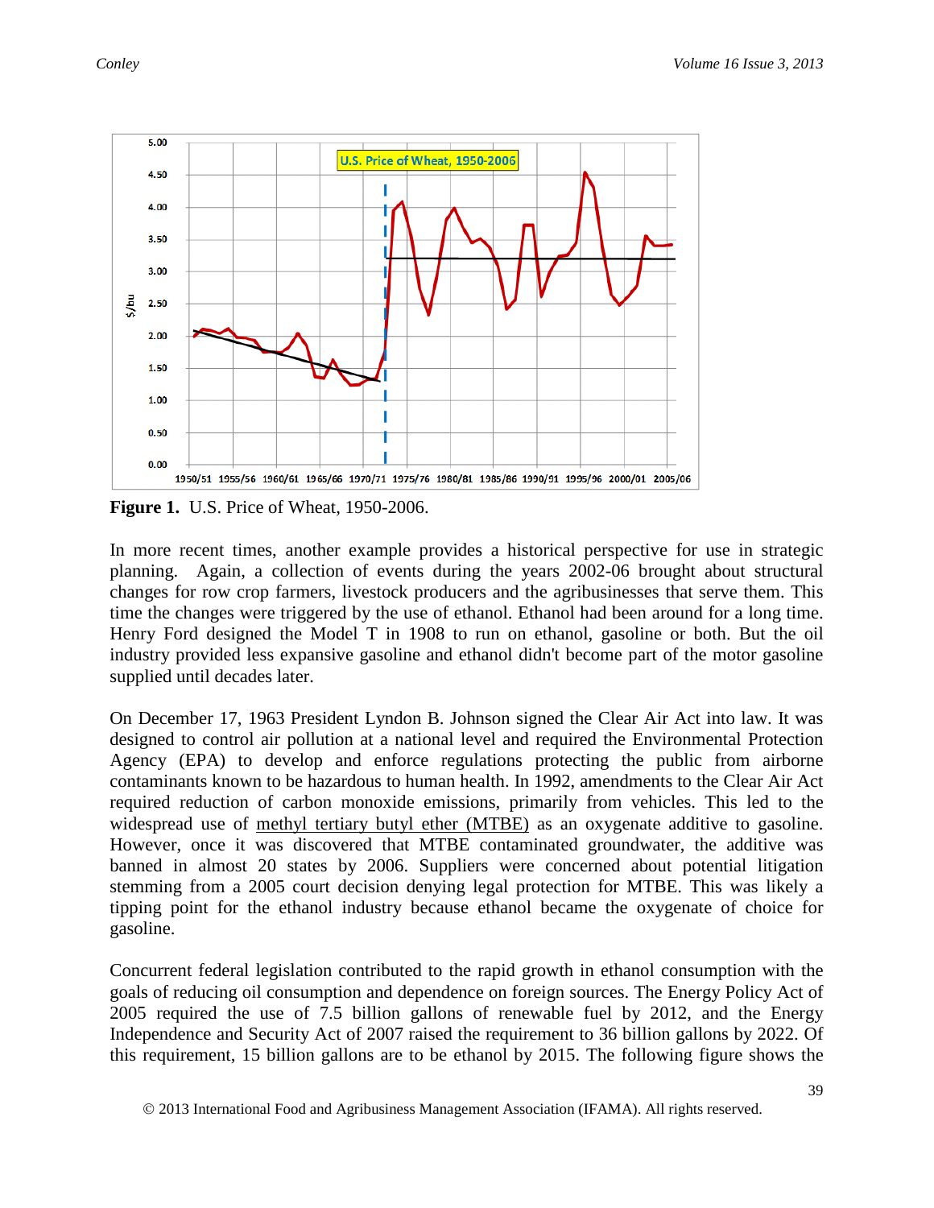**Figure 1.** U.S. Price of Wheat, 1950-2006.

In more recent times, another example provides a historical perspective for use in strategic planning. Again, a collection of events during the years 2002-06 brought about structural changes for row crop farmers, livestock producers and the agribusinesses that serve them. This time the changes were triggered by the use of ethanol. Ethanol had been around for a long time. Henry Ford designed the Model T in 1908 to run on ethanol, gasoline or both. But the oil industry provided less expansive gasoline and ethanol didn't become part of the motor gasoline supplied until decades later.

On December 17, 1963 President Lyndon B. Johnson signed the Clear Air Act into law. It was designed to control air pollution at a national level and required the Environmental Protection Agency (EPA) to develop and enforce regulations protecting the public from airborne contaminants known to be hazardous to human health. In 1992, amendments to the Clear Air Act required reduction of carbon monoxide emissions, primarily from vehicles. This led to the widespread use of methyl tertiary butyl ether (MTBE) as an oxygenate additive to gasoline. However, once it was discovered that MTBE contaminated groundwater, the additive was banned in almost 20 states by 2006. Suppliers were concerned about potential litigation stemming from a 2005 court decision denying legal protection for MTBE. This was likely a tipping point for the ethanol industry because ethanol became the oxygenate of choice for gasoline.

Concurrent federal legislation contributed to the rapid growth in ethanol consumption with the goals of reducing oil consumption and dependence on foreign sources. The Energy Policy Act of 2005 required the use of 7.5 billion gallons of renewable fuel by 2012, and the Energy Independence and Security Act of 2007 raised the requirement to 36 billion gallons by 2022. Of this requirement, 15 billion gallons are to be ethanol by 2015. The following figure shows the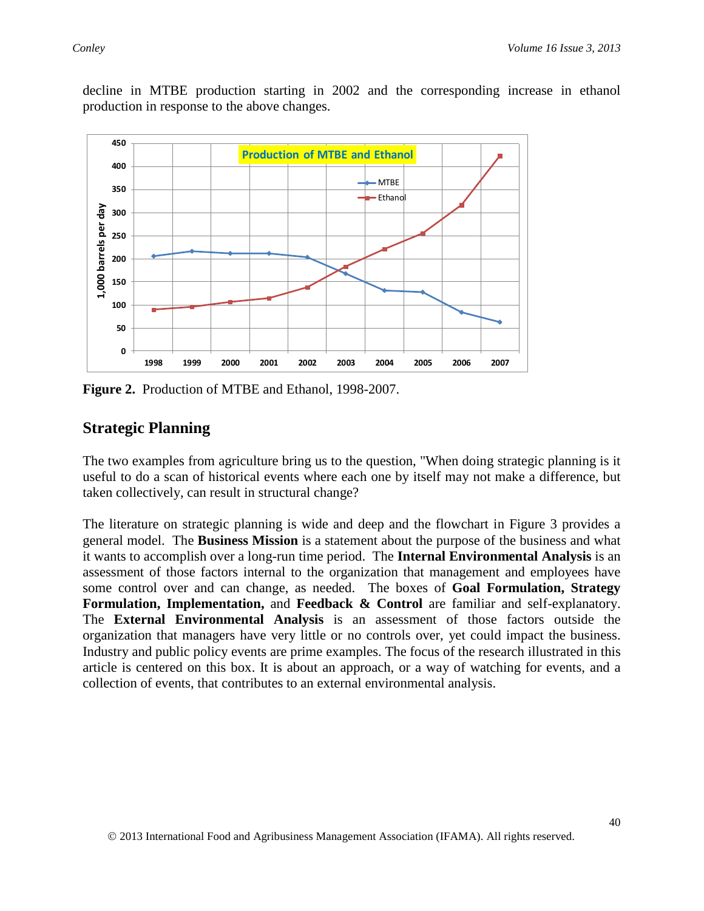decline in MTBE production starting in 2002 and the corresponding increase in ethanol production in response to the above changes.

**Figure 2.** Production of MTBE and Ethanol, 1998-2007.

## Strategic Planning

The two examples from agriculture bring us to the question, "When doing strategic planning is it useful to do a scan of historical events where each one by itself may not make a difference, but taken collectively, can result in structural change?

The literature on strategic planning is wide and deep and the flowchart in Figure 3 provides a general model. The **Business Mission** is a statement about the purpose of the business and what it wants to accomplish over a long-run time period. The **Internal Environmental Analysis** is an assessment of those factors internal to the organization that management and employees have some control over and can change, as needed. The boxes of **Goal Formulation, Strategy Formulation, Implementation,** and **Feedback & Control** are familiar and self-explanatory. The **External Environmental Analysis** is an assessment of those factors outside the organization that managers have very little or no controls over, yet could impact the business. Industry and public policy events are prime examples. The focus of the research illustrated in this article is centered on this box. It is about an approach, or a way of watching for events, and a collection of events, that contributes to an external environmental analysis.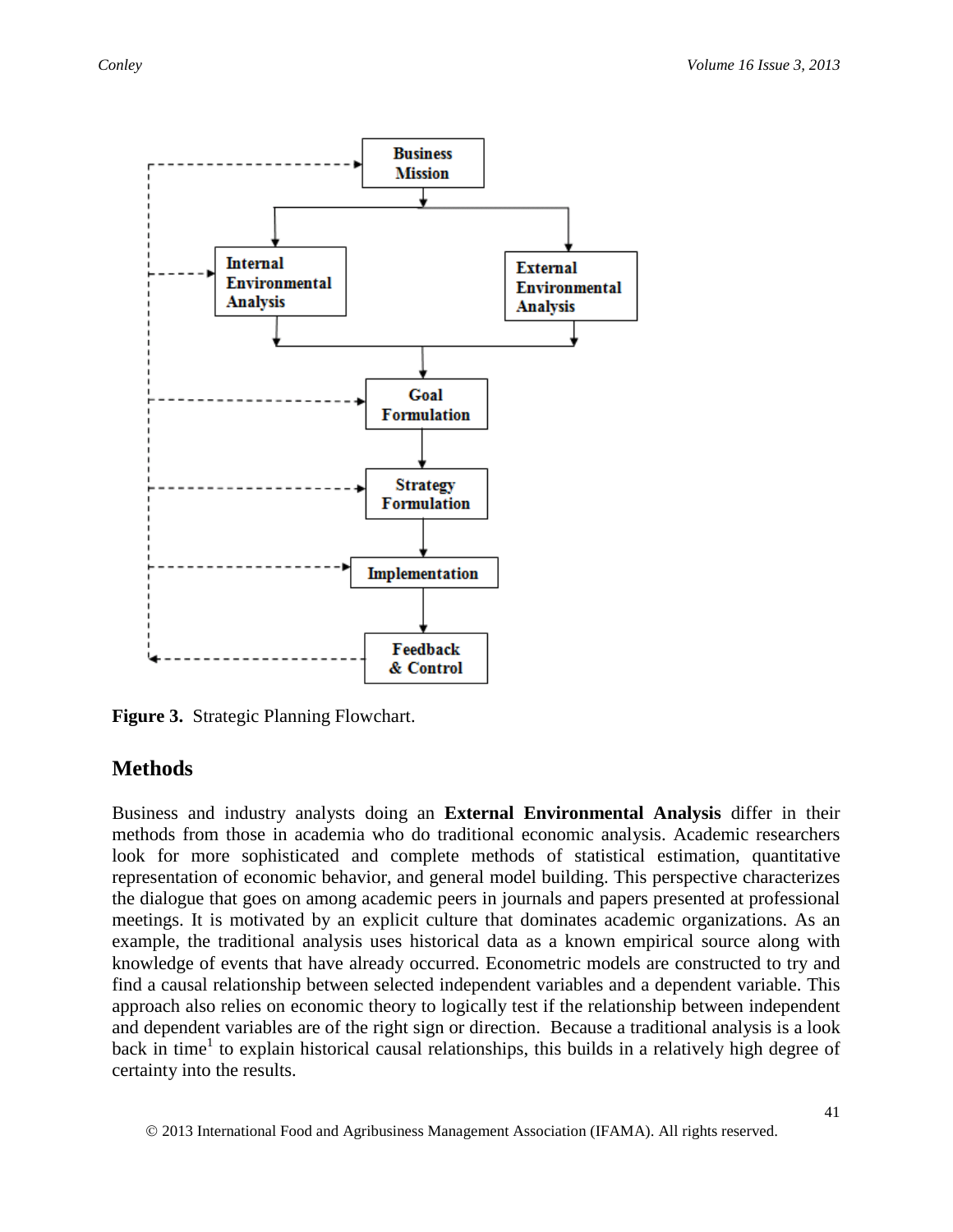Figure 3. Strategic Planning Flowchart.

## Methods

Business and industry analysts doing an **External Environmental Analysis** differ in their methods from those in academia who do traditional economic analysis. Academic researchers look for more sophisticated and complete methods of statistical estimation, quantitative representation of economic behavior, and general model building. This perspective characterizes the dialogue that goes on among academic peers in journals and papers presented at professional meetings. It is motivated by an explicit culture that dominates academic organizations. As an example, the traditional analysis uses historical data as a known empirical source along with knowledge of events that have already occurred. Econometric models are constructed to try and find a causal relationship between selected independent variables and a dependent variable. This approach also relies on economic theory to logically test if the relationship between independent and dependent variables are of the right sign or direction. Because a traditional analysis is a look back in time[1] to explain historical causal relationships, this builds in a relatively high degree of certainty into the results.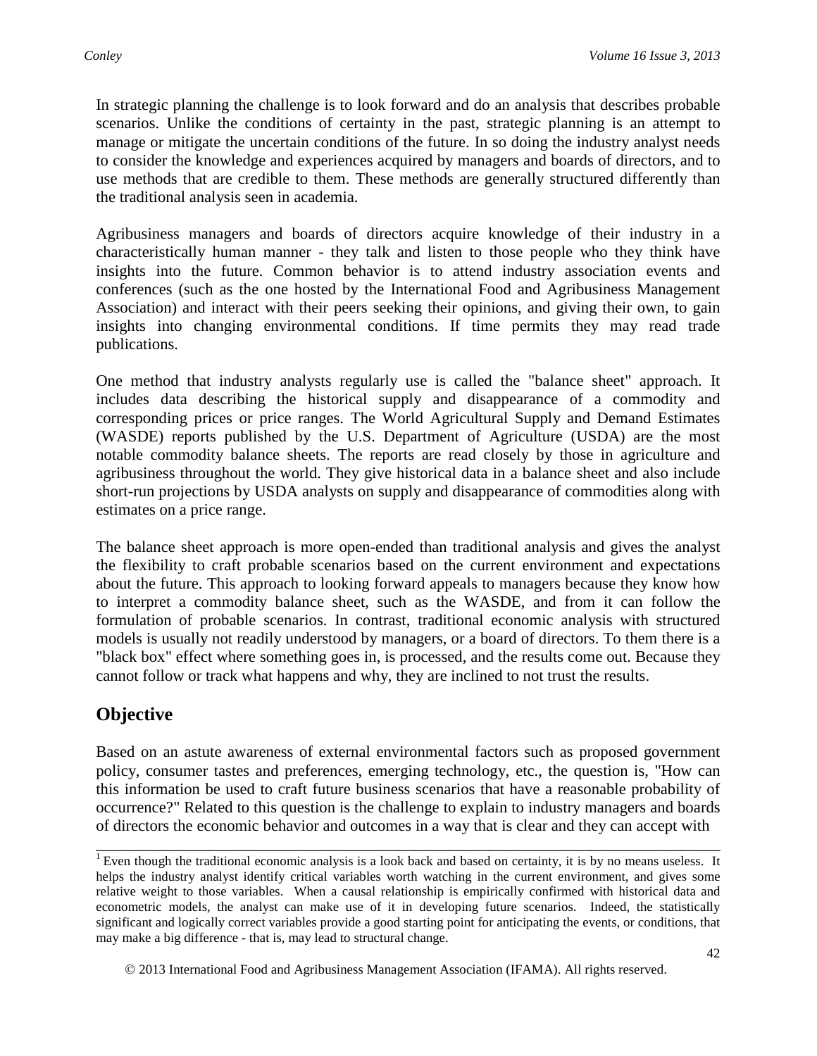In strategic planning the challenge is to look forward and do an analysis that describes probable scenarios. Unlike the conditions of certainty in the past, strategic planning is an attempt to manage or mitigate the uncertain conditions of the future. In so doing the industry analyst needs to consider the knowledge and experiences acquired by managers and boards of directors, and to use methods that are credible to them. These methods are generally structured differently than the traditional analysis seen in academia.

Agribusiness managers and boards of directors acquire knowledge of their industry in a characteristically human manner - they talk and listen to those people who they think have insights into the future. Common behavior is to attend industry association events and conferences (such as the one hosted by the International Food and Agribusiness Management Association) and interact with their peers seeking their opinions, and giving their own, to gain insights into changing environmental conditions. If time permits they may read trade publications.

One method that industry analysts regularly use is called the "balance sheet" approach. It includes data describing the historical supply and disappearance of a commodity and corresponding prices or price ranges. The World Agricultural Supply and Demand Estimates (WASDE) reports published by the U.S. Department of Agriculture (USDA) are the most notable commodity balance sheets. The reports are read closely by those in agriculture and agribusiness throughout the world. They give historical data in a balance sheet and also include short-run projections by USDA analysts on supply and disappearance of commodities along with estimates on a price range.

The balance sheet approach is more open-ended than traditional analysis and gives the analyst the flexibility to craft probable scenarios based on the current environment and expectations about the future. This approach to looking forward appeals to managers because they know how to interpret a commodity balance sheet, such as the WASDE, and from it can follow the formulation of probable scenarios. In contrast, traditional economic analysis with structured models is usually not readily understood by managers, or a board of directors. To them there is a "black box" effect where something goes in, is processed, and the results come out. Because they cannot follow or track what happens and why, they are inclined to not trust the results.

## Objective

Based on an astute awareness of external environmental factors such as proposed government policy, consumer tastes and preferences, emerging technology, etc., the question is, "How can this information be used to craft future business scenarios that have a reasonable probability of occurrence?" Related to this question is the challenge to explain to industry managers and boards of directors the economic behavior and outcomes in a way that is clear and they can accept with

---

[1] Even though the traditional economic analysis is a look back and based on certainty, it is by no means useless. It helps the industry analyst identify critical variables worth watching in the current environment, and gives some relative weight to those variables. When a causal relationship is empirically confirmed with historical data and econometric models, the analyst can make use of it in developing future scenarios. Indeed, the statistically significant and logically correct variables provide a good starting point for anticipating the events, or conditions, that may make a big difference - that is, may lead to structural change.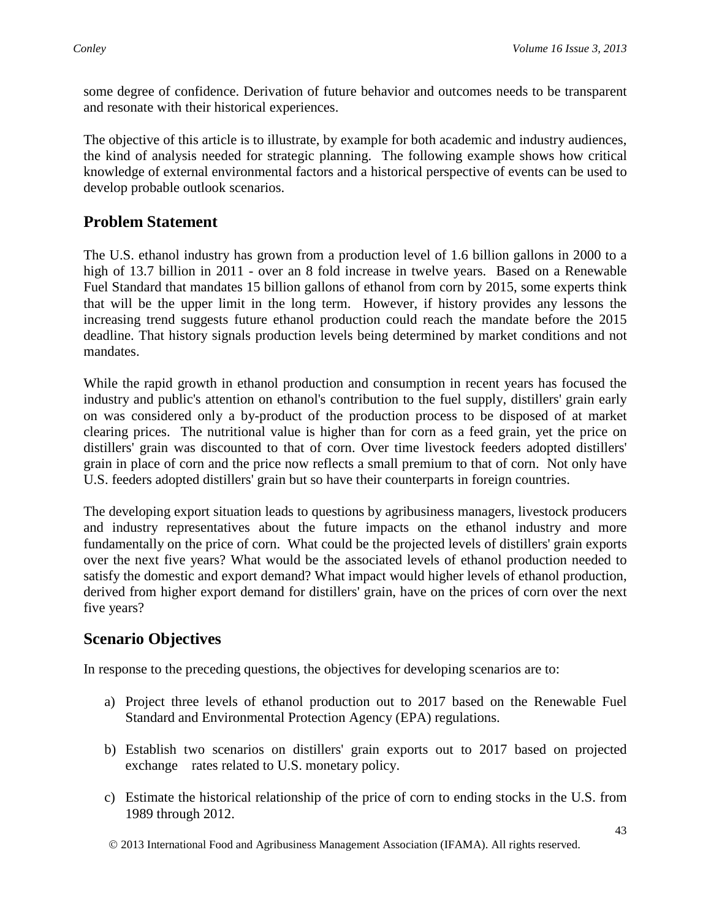some degree of confidence. Derivation of future behavior and outcomes needs to be transparent and resonate with their historical experiences.

The objective of this article is to illustrate, by example for both academic and industry audiences, the kind of analysis needed for strategic planning. The following example shows how critical knowledge of external environmental factors and a historical perspective of events can be used to develop probable outlook scenarios.

## Problem Statement

The U.S. ethanol industry has grown from a production level of 1.6 billion gallons in 2000 to a high of 13.7 billion in 2011 - over an 8 fold increase in twelve years. Based on a Renewable Fuel Standard that mandates 15 billion gallons of ethanol from corn by 2015, some experts think that will be the upper limit in the long term. However, if history provides any lessons the increasing trend suggests future ethanol production could reach the mandate before the 2015 deadline. That history signals production levels being determined by market conditions and not mandates.

While the rapid growth in ethanol production and consumption in recent years has focused the industry and public's attention on ethanol's contribution to the fuel supply, distillers' grain early on was considered only a by-product of the production process to be disposed of at market clearing prices. The nutritional value is higher than for corn as a feed grain, yet the price on distillers' grain was discounted to that of corn. Over time livestock feeders adopted distillers' grain in place of corn and the price now reflects a small premium to that of corn. Not only have U.S. feeders adopted distillers' grain but so have their counterparts in foreign countries.

The developing export situation leads to questions by agribusiness managers, livestock producers and industry representatives about the future impacts on the ethanol industry and more fundamentally on the price of corn. What could be the projected levels of distillers' grain exports over the next five years? What would be the associated levels of ethanol production needed to satisfy the domestic and export demand? What impact would higher levels of ethanol production, derived from higher export demand for distillers' grain, have on the prices of corn over the next five years?

## Scenario Objectives

In response to the preceding questions, the objectives for developing scenarios are to:

a) Project three levels of ethanol production out to 2017 based on the Renewable Fuel Standard and Environmental Protection Agency (EPA) regulations.

b) Establish two scenarios on distillers' grain exports out to 2017 based on projected exchange rates related to U.S. monetary policy.

c) Estimate the historical relationship of the price of corn to ending stocks in the U.S. from 1989 through 2012.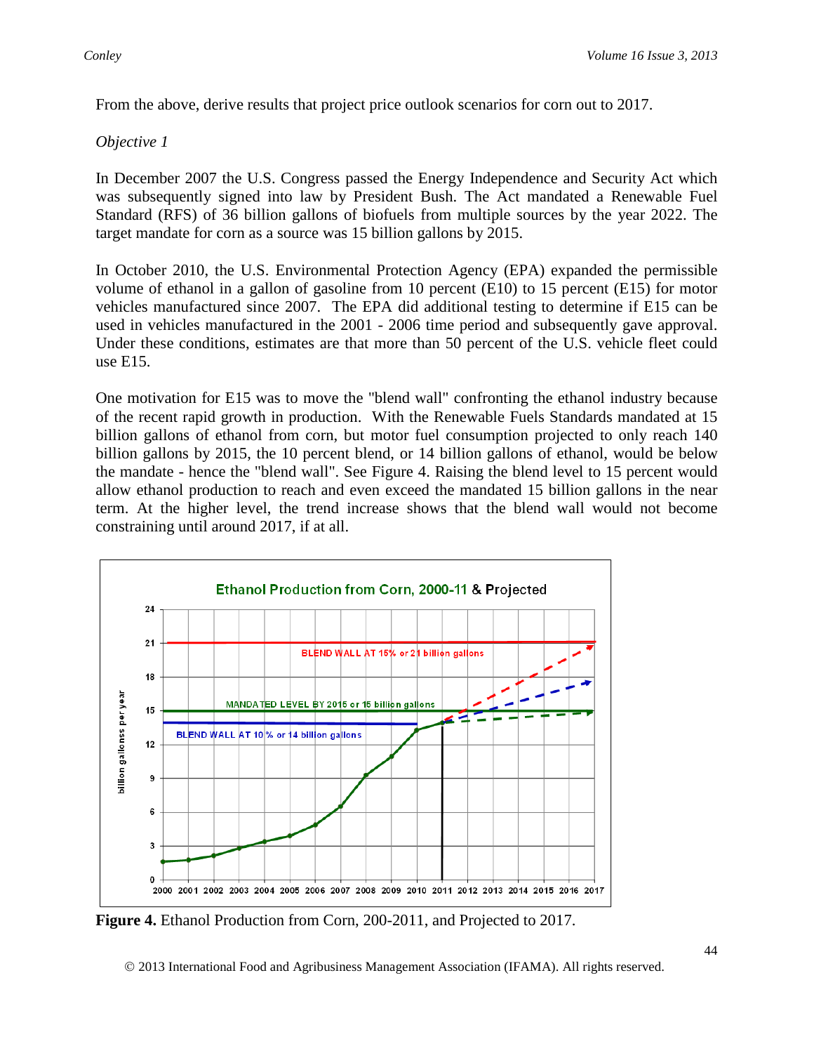From the above, derive results that project price outlook scenarios for corn out to 2017.

*Objective 1*

In December 2007 the U.S. Congress passed the Energy Independence and Security Act which was subsequently signed into law by President Bush. The Act mandated a Renewable Fuel Standard (RFS) of 36 billion gallons of biofuels from multiple sources by the year 2022. The target mandate for corn as a source was 15 billion gallons by 2015.

In October 2010, the U.S. Environmental Protection Agency (EPA) expanded the permissible volume of ethanol in a gallon of gasoline from 10 percent (E10) to 15 percent (E15) for motor vehicles manufactured since 2007. The EPA did additional testing to determine if E15 can be used in vehicles manufactured in the 2001 - 2006 time period and subsequently gave approval. Under these conditions, estimates are that more than 50 percent of the U.S. vehicle fleet could use E15.

One motivation for E15 was to move the "blend wall" confronting the ethanol industry because of the recent rapid growth in production. With the Renewable Fuels Standards mandated at 15 billion gallons of ethanol from corn, but motor fuel consumption projected to only reach 140 billion gallons by 2015, the 10 percent blend, or 14 billion gallons of ethanol, would be below the mandate - hence the "blend wall". See Figure 4. Raising the blend level to 15 percent would allow ethanol production to reach and even exceed the mandated 15 billion gallons in the near term. At the higher level, the trend increase shows that the blend wall would not become constraining until around 2017, if at all.

**Figure 4.** Ethanol Production from Corn, 200-2011, and Projected to 2017.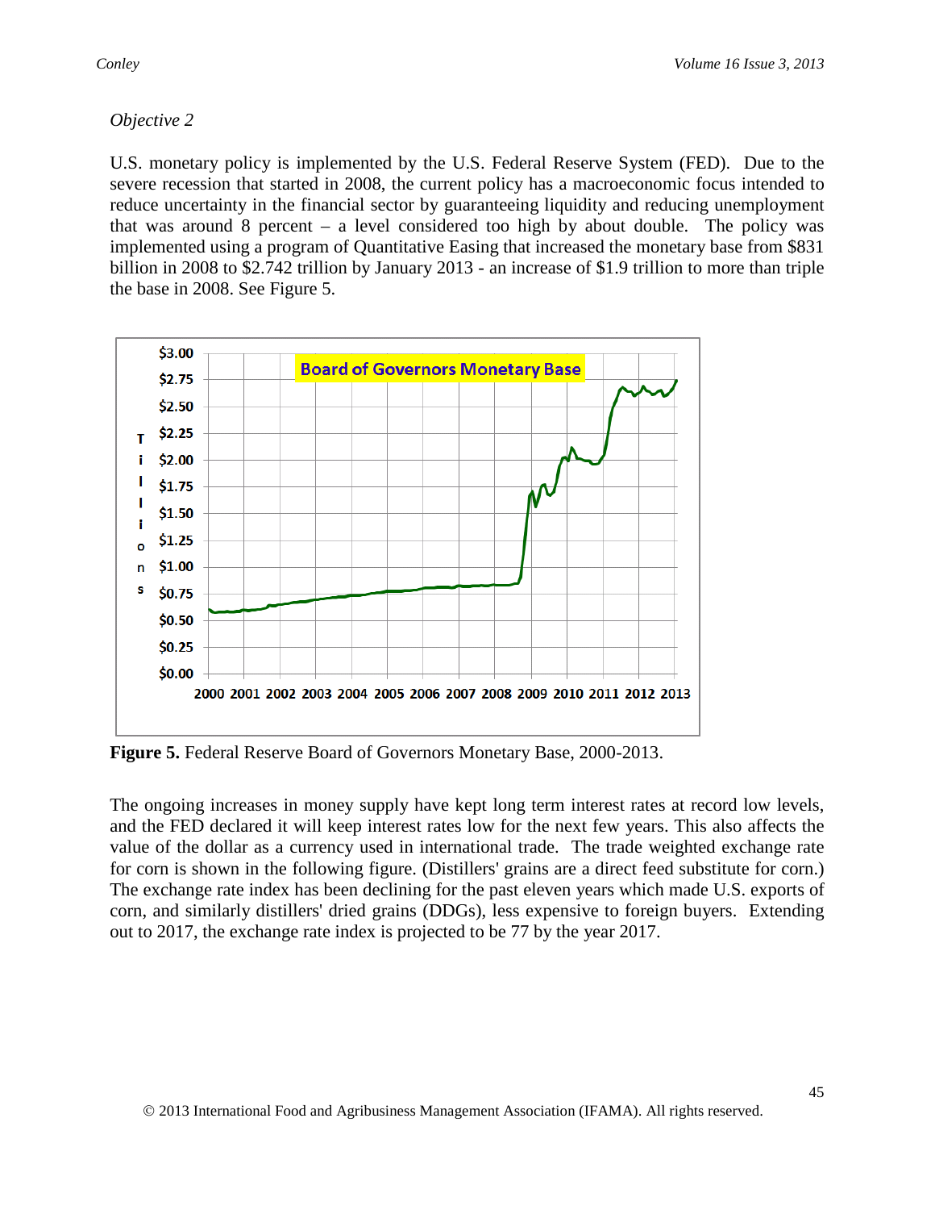*Objective 2*

U.S. monetary policy is implemented by the U.S. Federal Reserve System (FED). Due to the severe recession that started in 2008, the current policy has a macroeconomic focus intended to reduce uncertainty in the financial sector by guaranteeing liquidity and reducing unemployment that was around 8 percent – a level considered too high by about double. The policy was implemented using a program of Quantitative Easing that increased the monetary base from $831 billion in 2008 to $2.742 trillion by January 2013 - an increase of $1.9 trillion to more than triple the base in 2008. See Figure 5.

**Figure 5.** Federal Reserve Board of Governors Monetary Base, 2000-2013.

The ongoing increases in money supply have kept long term interest rates at record low levels, and the FED declared it will keep interest rates low for the next few years. This also affects the value of the dollar as a currency used in international trade. The trade weighted exchange rate for corn is shown in the following figure. (Distillers' grains are a direct feed substitute for corn.) The exchange rate index has been declining for the past eleven years which made U.S. exports of corn, and similarly distillers' dried grains (DDGs), less expensive to foreign buyers. Extending out to 2017, the exchange rate index is projected to be 77 by the year 2017.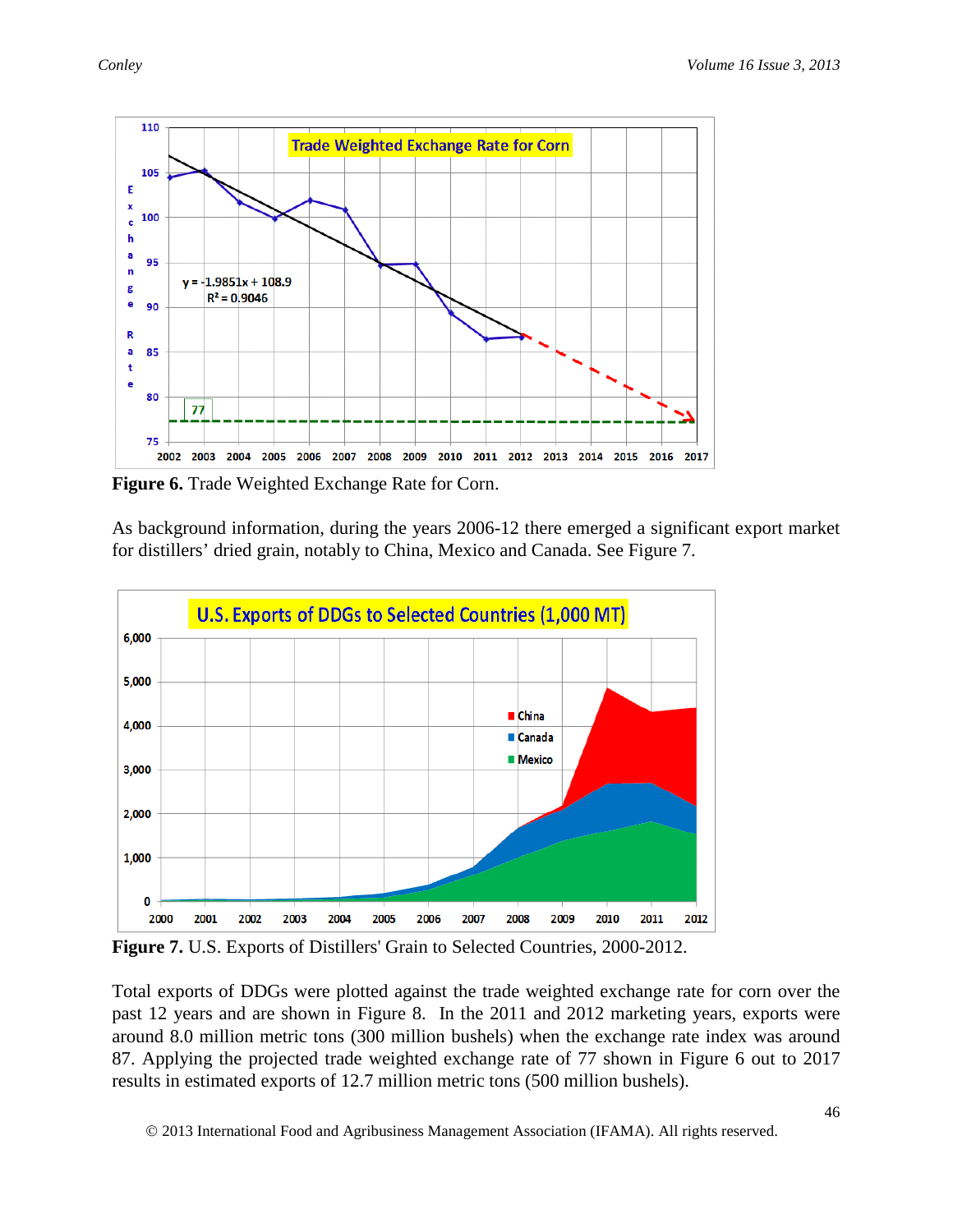**Figure 6.** Trade Weighted Exchange Rate for Corn.

As background information, during the years 2006-12 there emerged a significant export market for distillers' dried grain, notably to China, Mexico and Canada. See Figure 7.

**Figure 7.** U.S. Exports of Distillers' Grain to Selected Countries, 2000-2012.

Total exports of DDGs were plotted against the trade weighted exchange rate for corn over the past 12 years and are shown in Figure 8. In the 2011 and 2012 marketing years, exports were around 8.0 million metric tons (300 million bushels) when the exchange rate index was around 87. Applying the projected trade weighted exchange rate of 77 shown in Figure 6 out to 2017 results in estimated exports of 12.7 million metric tons (500 million bushels).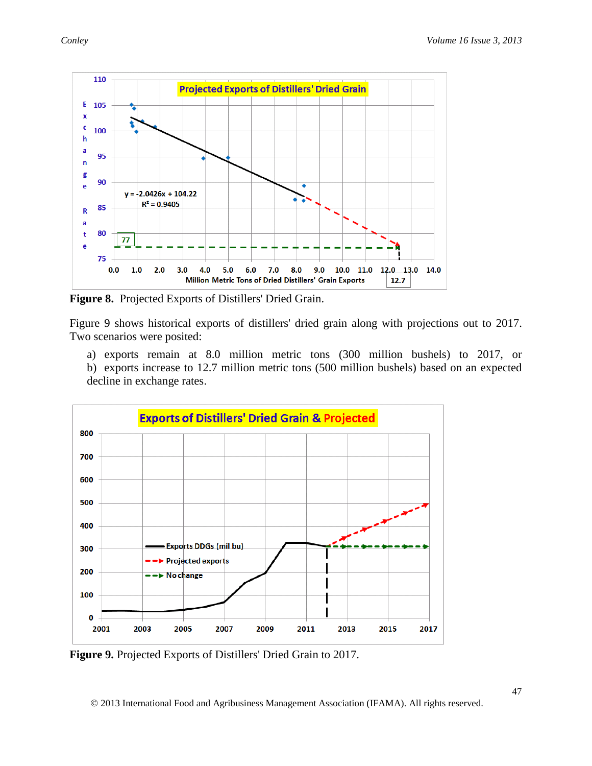**Figure 8.** Projected Exports of Distillers' Dried Grain.

Figure 9 shows historical exports of distillers' dried grain along with projections out to 2017. Two scenarios were posited:

a) exports remain at 8.0 million metric tons (300 million bushels) to 2017, or
b) exports increase to 12.7 million metric tons (500 million bushels) based on an expected decline in exchange rates.

**Figure 9.** Projected Exports of Distillers' Dried Grain to 2017.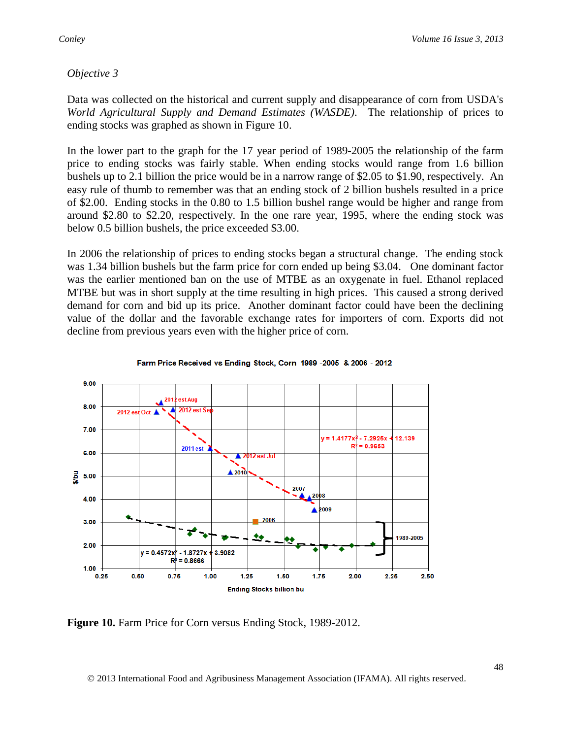*Objective 3*

Data was collected on the historical and current supply and disappearance of corn from USDA's *World Agricultural Supply and Demand Estimates (WASDE)*. The relationship of prices to ending stocks was graphed as shown in Figure 10.

In the lower part to the graph for the 17 year period of 1989-2005 the relationship of the farm price to ending stocks was fairly stable. When ending stocks would range from 1.6 billion bushels up to 2.1 billion the price would be in a narrow range of \$2.05 to \$1.90, respectively. An easy rule of thumb to remember was that an ending stock of 2 billion bushels resulted in a price of \$2.00. Ending stocks in the 0.80 to 1.5 billion bushel range would be higher and range from around \$2.80 to \$2.20, respectively. In the one rare year, 1995, where the ending stock was below 0.5 billion bushels, the price exceeded \$3.00.

In 2006 the relationship of prices to ending stocks began a structural change. The ending stock was 1.34 billion bushels but the farm price for corn ended up being \$3.04. One dominant factor was the earlier mentioned ban on the use of MTBE as an oxygenate in fuel. Ethanol replaced MTBE but was in short supply at the time resulting in high prices. This caused a strong derived demand for corn and bid up its price. Another dominant factor could have been the declining value of the dollar and the favorable exchange rates for importers of corn. Exports did not decline from previous years even with the higher price of corn.

**Figure 10.** Farm Price for Corn versus Ending Stock, 1989-2012.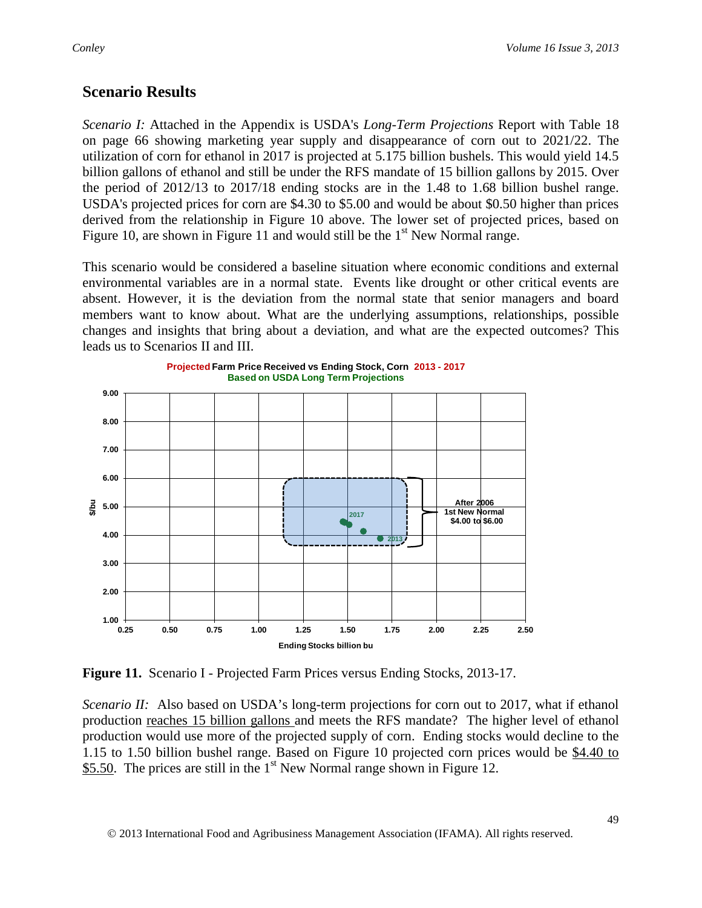## Scenario Results

*Scenario I:* Attached in the Appendix is USDA's *Long-Term Projections* Report with Table 18 on page 66 showing marketing year supply and disappearance of corn out to 2021/22. The utilization of corn for ethanol in 2017 is projected at 5.175 billion bushels. This would yield 14.5 billion gallons of ethanol and still be under the RFS mandate of 15 billion gallons by 2015. Over the period of 2012/13 to 2017/18 ending stocks are in the 1.48 to 1.68 billion bushel range. USDA's projected prices for corn are \$4.30 to \$5.00 and would be about \$0.50 higher than prices derived from the relationship in Figure 10 above. The lower set of projected prices, based on Figure 10, are shown in Figure 11 and would still be the 1st New Normal range.

This scenario would be considered a baseline situation where economic conditions and external environmental variables are in a normal state. Events like drought or other critical events are absent. However, it is the deviation from the normal state that senior managers and board members want to know about. What are the underlying assumptions, relationships, possible changes and insights that bring about a deviation, and what are the expected outcomes? This leads us to Scenarios II and III.

**Figure 11.** Scenario I - Projected Farm Prices versus Ending Stocks, 2013-17.

*Scenario II:* Also based on USDA's long-term projections for corn out to 2017, what if ethanol production reaches 15 billion gallons and meets the RFS mandate? The higher level of ethanol production would use more of the projected supply of corn. Ending stocks would decline to the 1.15 to 1.50 billion bushel range. Based on Figure 10 projected corn prices would be \$4.40 to \$5.50. The prices are still in the 1st New Normal range shown in Figure 12.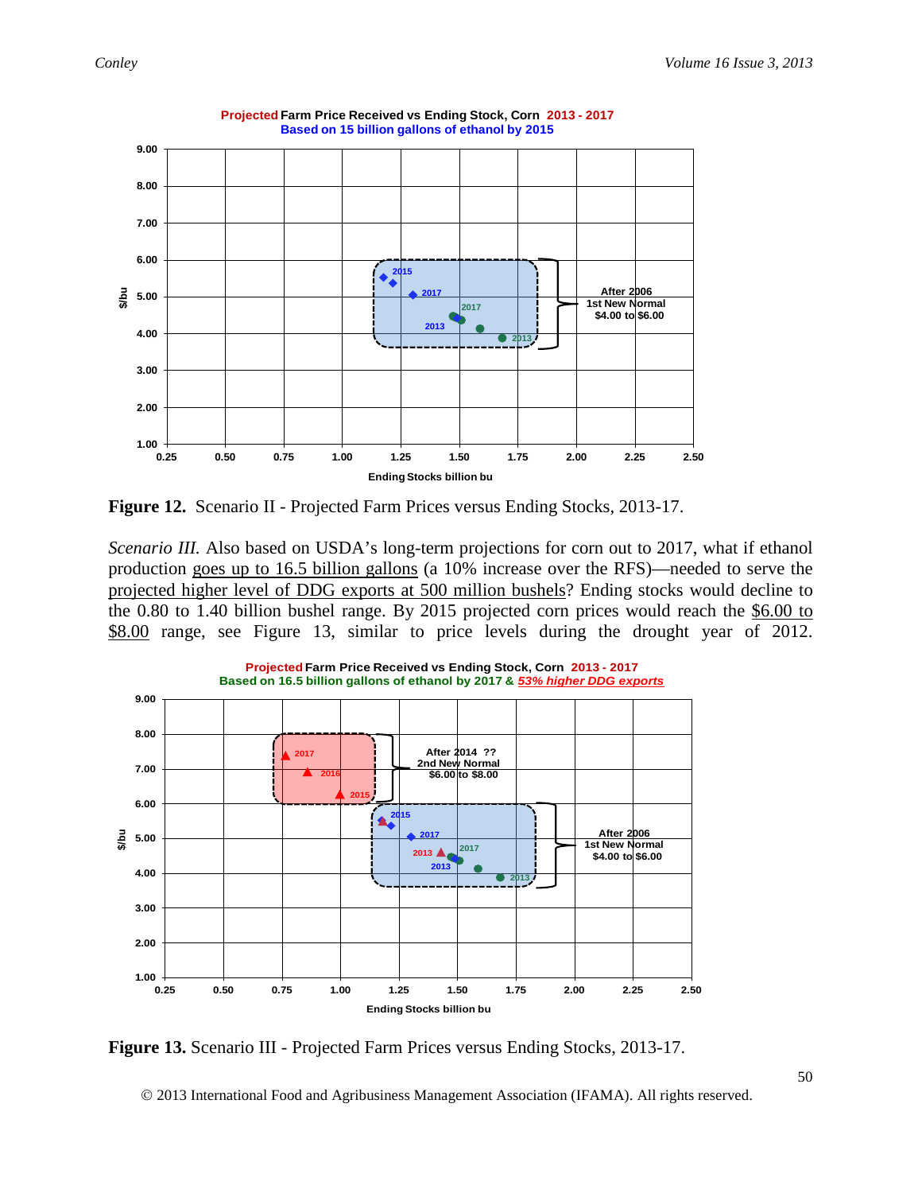**Figure 12.** Scenario II - Projected Farm Prices versus Ending Stocks, 2013-17.

*Scenario III.* Also based on USDA's long-term projections for corn out to 2017, what if ethanol production goes up to 16.5 billion gallons (a 10% increase over the RFS)—needed to serve the projected higher level of DDG exports at 500 million bushels? Ending stocks would decline to the 0.80 to 1.40 billion bushel range. By 2015 projected corn prices would reach the $6.00 to $8.00 range, see Figure 13, similar to price levels during the drought year of 2012.

**Figure 13.** Scenario III - Projected Farm Prices versus Ending Stocks, 2013-17.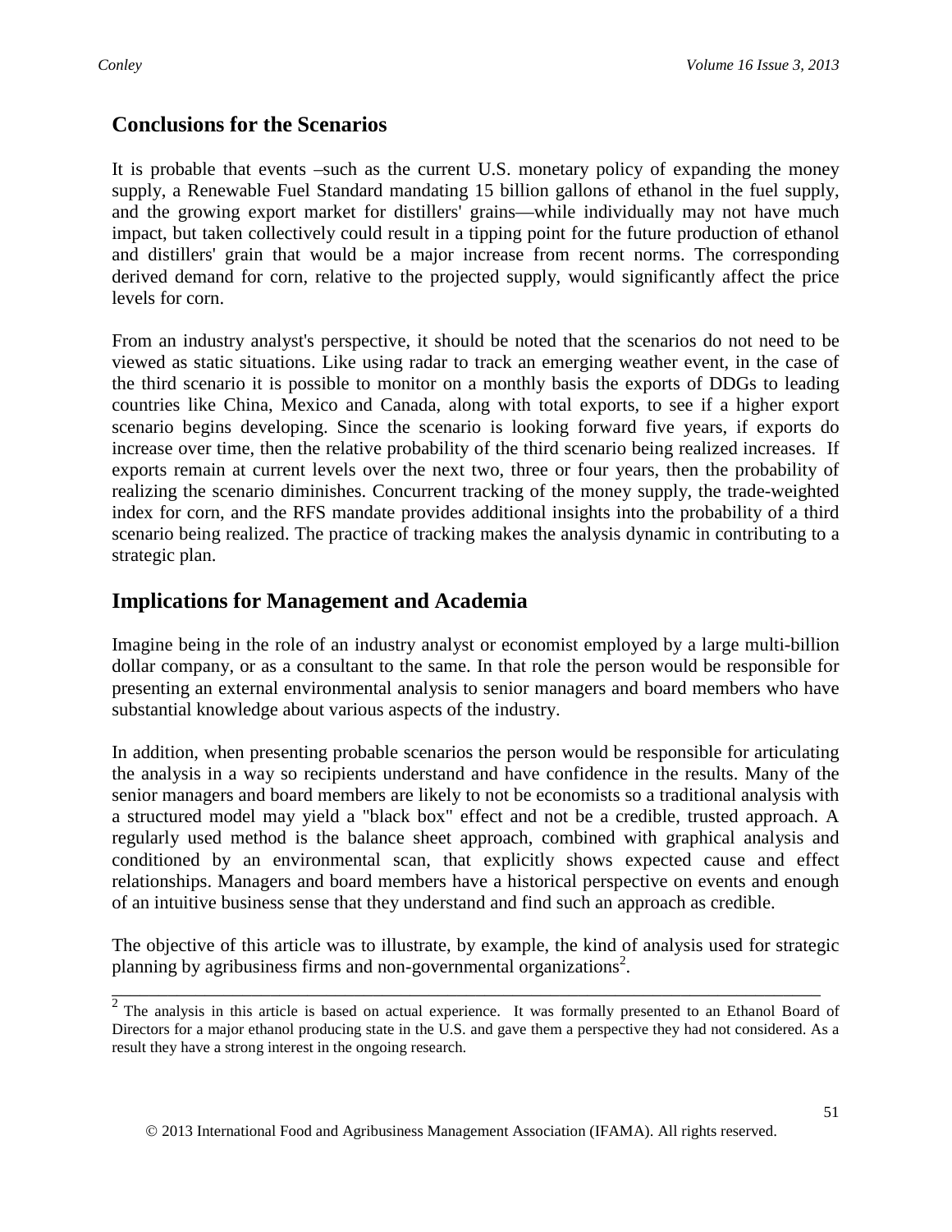## Conclusions for the Scenarios

It is probable that events –such as the current U.S. monetary policy of expanding the money supply, a Renewable Fuel Standard mandating 15 billion gallons of ethanol in the fuel supply, and the growing export market for distillers' grains—while individually may not have much impact, but taken collectively could result in a tipping point for the future production of ethanol and distillers' grain that would be a major increase from recent norms. The corresponding derived demand for corn, relative to the projected supply, would significantly affect the price levels for corn.

From an industry analyst's perspective, it should be noted that the scenarios do not need to be viewed as static situations. Like using radar to track an emerging weather event, in the case of the third scenario it is possible to monitor on a monthly basis the exports of DDGs to leading countries like China, Mexico and Canada, along with total exports, to see if a higher export scenario begins developing. Since the scenario is looking forward five years, if exports do increase over time, then the relative probability of the third scenario being realized increases. If exports remain at current levels over the next two, three or four years, then the probability of realizing the scenario diminishes. Concurrent tracking of the money supply, the trade-weighted index for corn, and the RFS mandate provides additional insights into the probability of a third scenario being realized. The practice of tracking makes the analysis dynamic in contributing to a strategic plan.

## Implications for Management and Academia

Imagine being in the role of an industry analyst or economist employed by a large multi-billion dollar company, or as a consultant to the same. In that role the person would be responsible for presenting an external environmental analysis to senior managers and board members who have substantial knowledge about various aspects of the industry.

In addition, when presenting probable scenarios the person would be responsible for articulating the analysis in a way so recipients understand and have confidence in the results. Many of the senior managers and board members are likely to not be economists so a traditional analysis with a structured model may yield a "black box" effect and not be a credible, trusted approach. A regularly used method is the balance sheet approach, combined with graphical analysis and conditioned by an environmental scan, that explicitly shows expected cause and effect relationships. Managers and board members have a historical perspective on events and enough of an intuitive business sense that they understand and find such an approach as credible.

The objective of this article was to illustrate, by example, the kind of analysis used for strategic planning by agribusiness firms and non-governmental organizations[2].

---

[2] The analysis in this article is based on actual experience. It was formally presented to an Ethanol Board of Directors for a major ethanol producing state in the U.S. and gave them a perspective they had not considered. As a result they have a strong interest in the ongoing research.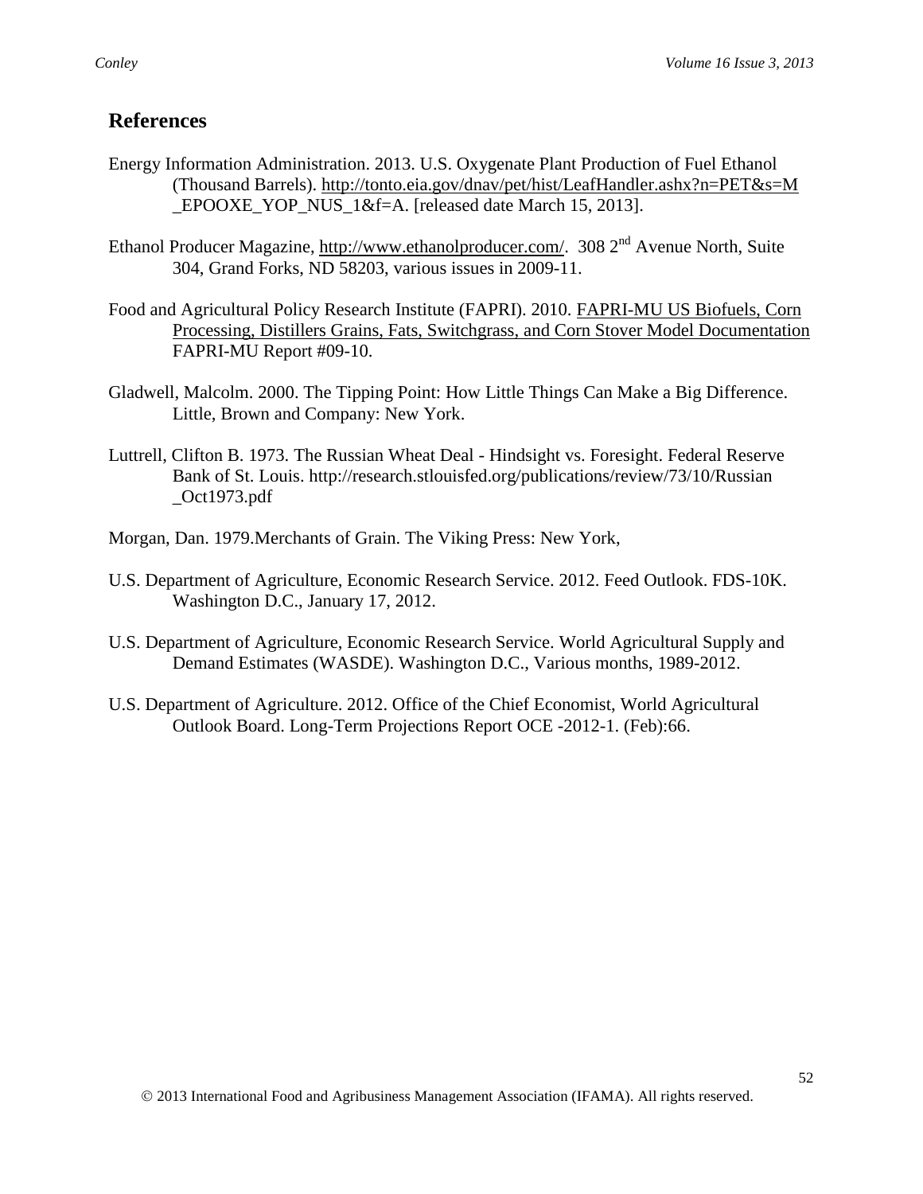## References

Energy Information Administration. 2013. U.S. Oxygenate Plant Production of Fuel Ethanol (Thousand Barrels). http://tonto.eia.gov/dnav/pet/hist/LeafHandler.ashx?n=PET&s=M_EPOOXE_YOP_NUS_1&f=A. [released date March 15, 2013].

Ethanol Producer Magazine, http://www.ethanolproducer.com/. 308 2nd Avenue North, Suite 304, Grand Forks, ND 58203, various issues in 2009-11.

Food and Agricultural Policy Research Institute (FAPRI). 2010. FAPRI-MU US Biofuels, Corn Processing, Distillers Grains, Fats, Switchgrass, and Corn Stover Model Documentation FAPRI-MU Report #09-10.

Gladwell, Malcolm. 2000. The Tipping Point: How Little Things Can Make a Big Difference. Little, Brown and Company: New York.

Luttrell, Clifton B. 1973. The Russian Wheat Deal - Hindsight vs. Foresight. Federal Reserve Bank of St. Louis. http://research.stlouisfed.org/publications/review/73/10/Russian_Oct1973.pdf

Morgan, Dan. 1979.Merchants of Grain. The Viking Press: New York,

U.S. Department of Agriculture, Economic Research Service. 2012. Feed Outlook. FDS-10K. Washington D.C., January 17, 2012.

U.S. Department of Agriculture, Economic Research Service. World Agricultural Supply and Demand Estimates (WASDE). Washington D.C., Various months, 1989-2012.

U.S. Department of Agriculture. 2012. Office of the Chief Economist, World Agricultural Outlook Board. Long-Term Projections Report OCE -2012-1. (Feb):66.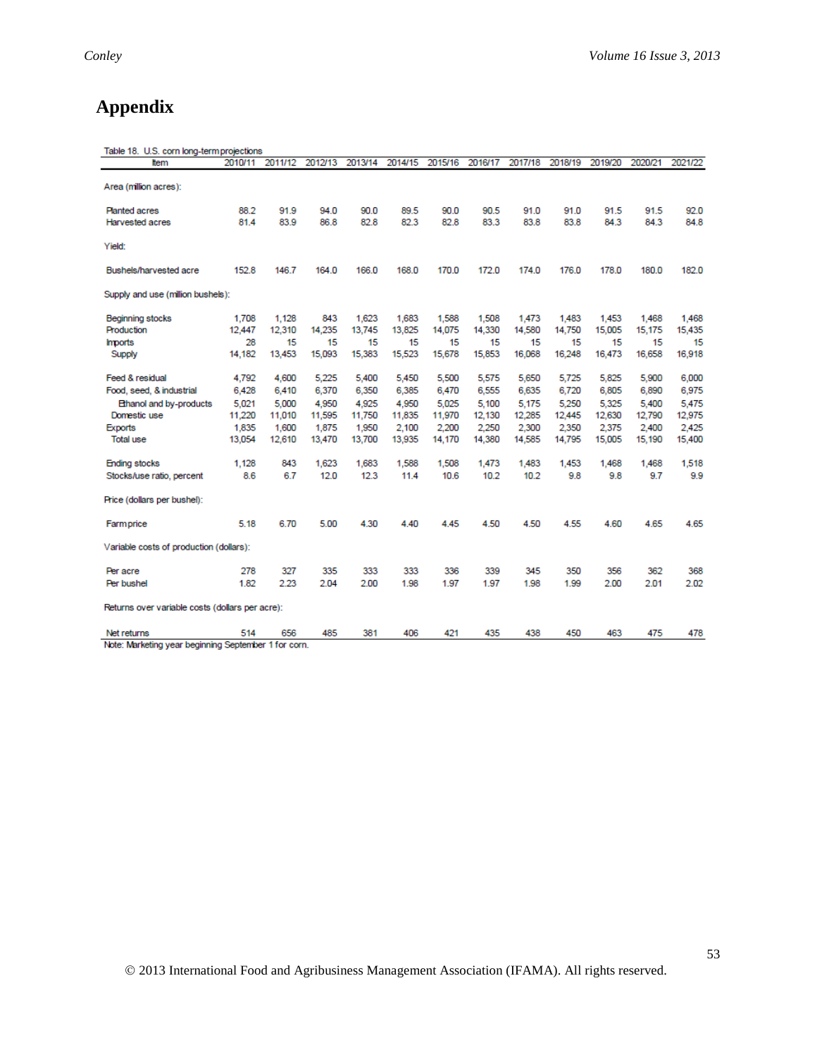# Appendix

Table 18. U.S. corn long-term projections

| Item | 2010/11 | 2011/12 | 2012/13 | 2013/14 | 2014/15 | 2015/16 | 2016/17 | 2017/18 | 2018/19 | 2019/20 | 2020/21 | 2021/22 |
|---|---|---|---|---|---|---|---|---|---|---|---|---|
| Area (million acres): | | | | | | | | | | | | |
| Planted acres | 88.2 | 91.9 | 94.0 | 90.0 | 89.5 | 90.0 | 90.5 | 91.0 | 91.0 | 91.5 | 91.5 | 92.0 |
| Harvested acres | 81.4 | 83.9 | 86.8 | 82.8 | 82.3 | 82.8 | 83.3 | 83.8 | 83.8 | 84.3 | 84.3 | 84.8 |
| Yield: | | | | | | | | | | | | |
| Bushels/harvested acre | 152.8 | 146.7 | 164.0 | 166.0 | 168.0 | 170.0 | 172.0 | 174.0 | 176.0 | 178.0 | 180.0 | 182.0 |
| Supply and use (million bushels): | | | | | | | | | | | | |
| Beginning stocks | 1,708 | 1,128 | 843 | 1,623 | 1,683 | 1,588 | 1,508 | 1,473 | 1,483 | 1,453 | 1,468 | 1,468 |
| Production | 12,447 | 12,310 | 14,235 | 13,745 | 13,825 | 14,075 | 14,330 | 14,580 | 14,750 | 15,005 | 15,175 | 15,435 |
| Imports | 28 | 15 | 15 | 15 | 15 | 15 | 15 | 15 | 15 | 15 | 15 | 15 |
| Supply | 14,182 | 13,453 | 15,093 | 15,383 | 15,523 | 15,678 | 15,853 | 16,068 | 16,248 | 16,473 | 16,658 | 16,918 |
| Feed & residual | 4,792 | 4,600 | 5,225 | 5,400 | 5,450 | 5,500 | 5,575 | 5,650 | 5,725 | 5,825 | 5,900 | 6,000 |
| Food, seed, & industrial | 6,428 | 6,410 | 6,370 | 6,350 | 6,385 | 6,470 | 6,555 | 6,635 | 6,720 | 6,805 | 6,890 | 6,975 |
| Ethanol and by-products | 5,021 | 5,000 | 4,950 | 4,925 | 4,950 | 5,025 | 5,100 | 5,175 | 5,250 | 5,325 | 5,400 | 5,475 |
| Domestic use | 11,220 | 11,010 | 11,595 | 11,750 | 11,835 | 11,970 | 12,130 | 12,285 | 12,445 | 12,630 | 12,790 | 12,975 |
| Exports | 1,835 | 1,600 | 1,875 | 1,950 | 2,100 | 2,200 | 2,250 | 2,300 | 2,350 | 2,375 | 2,400 | 2,425 |
| Total use | 13,054 | 12,610 | 13,470 | 13,700 | 13,935 | 14,170 | 14,380 | 14,585 | 14,795 | 15,005 | 15,190 | 15,400 |
| Ending stocks | 1,128 | 843 | 1,623 | 1,683 | 1,588 | 1,508 | 1,473 | 1,483 | 1,453 | 1,468 | 1,468 | 1,518 |
| Stocks/use ratio, percent | 8.6 | 6.7 | 12.0 | 12.3 | 11.4 | 10.6 | 10.2 | 10.2 | 9.8 | 9.8 | 9.7 | 9.9 |
| Price (dollars per bushel): | | | | | | | | | | | | |
| Farm price | 5.18 | 6.70 | 5.00 | 4.30 | 4.40 | 4.45 | 4.50 | 4.50 | 4.55 | 4.60 | 4.65 | 4.65 |
| Variable costs of production (dollars): | | | | | | | | | | | | |
| Per acre | 278 | 327 | 335 | 333 | 333 | 336 | 339 | 345 | 350 | 356 | 362 | 368 |
| Per bushel | 1.82 | 2.23 | 2.04 | 2.00 | 1.98 | 1.97 | 1.97 | 1.98 | 1.99 | 2.00 | 2.01 | 2.02 |
| Returns over variable costs (dollars per acre): | | | | | | | | | | | | |
| Net returns | 514 | 656 | 485 | 381 | 406 | 421 | 435 | 438 | 450 | 463 | 475 | 478 |

Note: Marketing year beginning September 1 for corn.

© 2013 International Food and Agribusiness Management Association (IFAMA). All rights reserved.